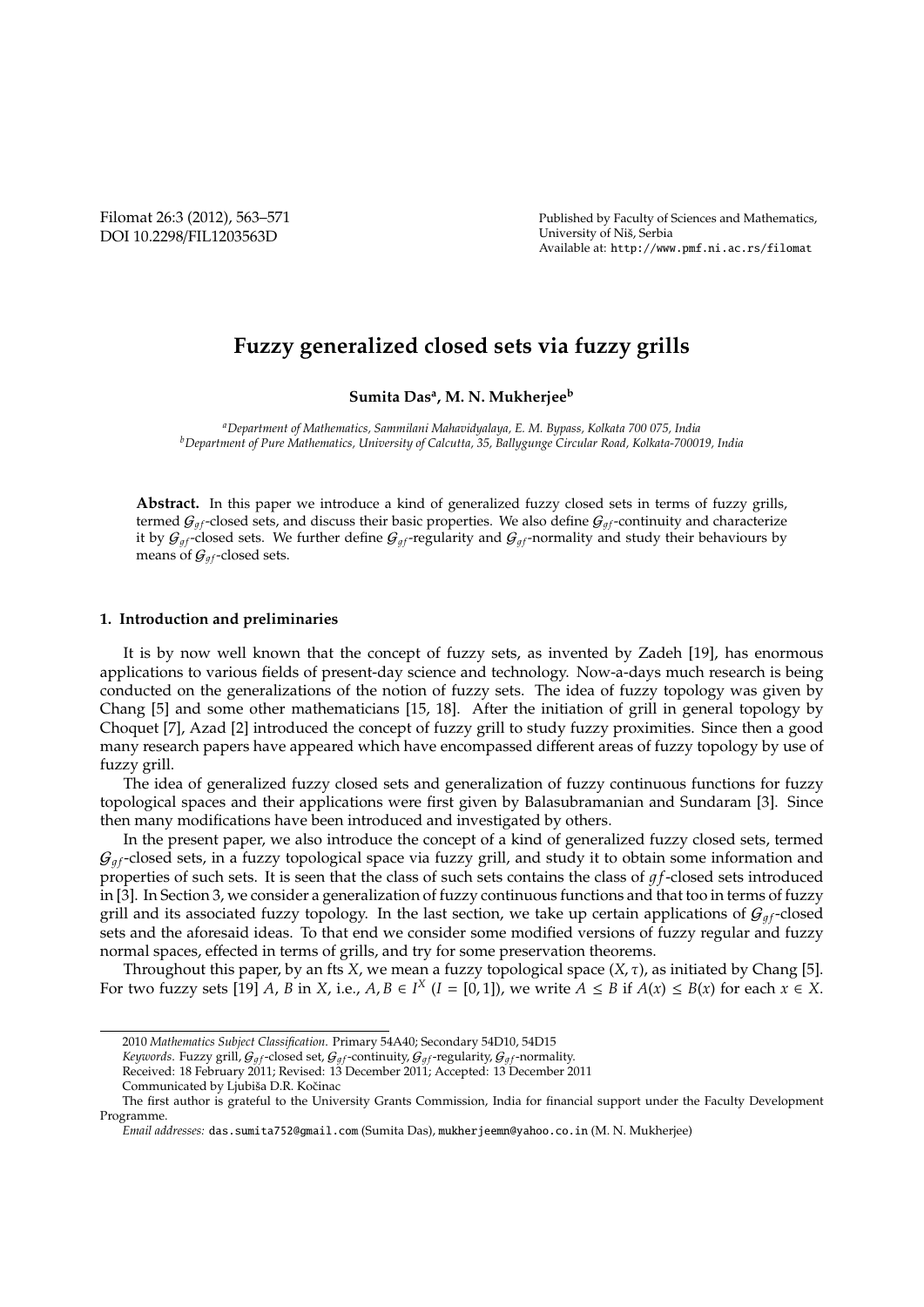# Fuzzy generalized closed sets via fuzzy grills

**Sumita Das[a], M. N. Mukherjee[b]**

[a]*Department of Mathematics, Sammilani Mahavidyalaya, E. M. Bypass, Kolkata 700 075, India*
[b]*Department of Pure Mathematics, University of Calcutta, 35, Ballygunge Circular Road, Kolkata-700019, India*

**Abstract.** In this paper we introduce a kind of generalized fuzzy closed sets in terms of fuzzy grills, termed $\mathcal{G}_{gf}$-closed sets, and discuss their basic properties. We also define $\mathcal{G}_{gf}$-continuity and characterize it by $\mathcal{G}_{gf}$-closed sets. We further define $\mathcal{G}_{gf}$-regularity and $\mathcal{G}_{gf}$-normality and study their behaviours by means of $\mathcal{G}_{gf}$-closed sets.

## 1. Introduction and preliminaries

It is by now well known that the concept of fuzzy sets, as invented by Zadeh [19], has enormous applications to various fields of present-day science and technology. Now-a-days much research is being conducted on the generalizations of the notion of fuzzy sets. The idea of fuzzy topology was given by Chang [5] and some other mathematicians [15, 18]. After the initiation of grill in general topology by Choquet [7], Azad [2] introduced the concept of fuzzy grill to study fuzzy proximities. Since then a good many research papers have appeared which have encompassed different areas of fuzzy topology by use of fuzzy grill.

The idea of generalized fuzzy closed sets and generalization of fuzzy continuous functions for fuzzy topological spaces and their applications were first given by Balasubramanian and Sundaram [3]. Since then many modifications have been introduced and investigated by others.

In the present paper, we also introduce the concept of a kind of generalized fuzzy closed sets, termed $\mathcal{G}_{gf}$-closed sets, in a fuzzy topological space via fuzzy grill, and study it to obtain some information and properties of such sets. It is seen that the class of such sets contains the class of $gf$-closed sets introduced in [3]. In Section 3, we consider a generalization of fuzzy continuous functions and that too in terms of fuzzy grill and its associated fuzzy topology. In the last section, we take up certain applications of $\mathcal{G}_{gf}$-closed sets and the aforesaid ideas. To that end we consider some modified versions of fuzzy regular and fuzzy normal spaces, effected in terms of grills, and try for some preservation theorems.

Throughout this paper, by an fts $X$, we mean a fuzzy topological space $(X, \tau)$, as initiated by Chang [5]. For two fuzzy sets [19] $A$, $B$ in $X$, i.e., $A, B \in I^X$ ($I = [0, 1]$), we write $A \leq B$ if $A(x) \leq B(x)$ for each $x \in X$.

---

2010 *Mathematics Subject Classification*. Primary 54A40; Secondary 54D10, 54D15

*Keywords*. Fuzzy grill, $\mathcal{G}_{gf}$-closed set, $\mathcal{G}_{gf}$-continuity, $\mathcal{G}_{gf}$-regularity, $\mathcal{G}_{gf}$-normality.

Received: 18 February 2011; Revised: 13 December 2011; Accepted: 13 December 2011

Communicated by Ljubiša D.R. Kočinac

The first author is grateful to the University Grants Commission, India for financial support under the Faculty Development Programme.

*Email addresses:* das.sumita752@gmail.com (Sumita Das), mukherjeemn@yahoo.co.in (M. N. Mukherjee)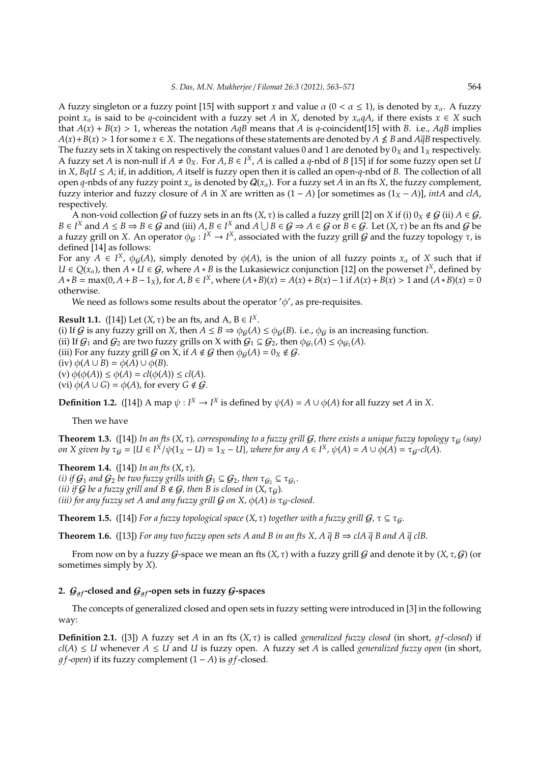A fuzzy singleton or a fuzzy point [15] with support $x$ and value $\alpha$ $(0 < \alpha \leq 1)$, is denoted by $x_\alpha$. A fuzzy point $x_\alpha$ is said to be $q$-coincident with a fuzzy set $A$ in $X$, denoted by $x_\alpha qA$, if there exists $x \in X$ such that $A(x) + B(x) > 1$, whereas the notation $AqB$ means that $A$ is $q$-coincident[15] with $B$. i.e., $AqB$ implies $A(x)+B(x) > 1$ for some $x \in X$. The negations of these statements are denoted by $A \nleq B$ and $A\overline{q}B$ respectively. The fuzzy sets in $X$ taking on respectively the constant values 0 and 1 are denoted by $0_X$ and $1_X$ respectively. A fuzzy set $A$ is non-null if $A \neq 0_X$. For $A, B \in I^X$, $A$ is called a $q$-nbd of $B$ [15] if for some fuzzy open set $U$ in $X$, $BqU \leq A$; if, in addition, $A$ itself is fuzzy open then it is called an open-$q$-nbd of $B$. The collection of all open $q$-nbds of any fuzzy point $x_\alpha$ is denoted by $\mathcal{Q}(x_\alpha)$. For a fuzzy set $A$ in an fts $X$, the fuzzy complement, fuzzy interior and fuzzy closure of $A$ in $X$ are written as $(1 - A)$ [or sometimes as $(1_X - A)$], $intA$ and $clA$, respectively.

A non-void collection $\mathcal{G}$ of fuzzy sets in an fts $(X, \tau)$ is called a fuzzy grill [2] on $X$ if (i) $0_X \notin \mathcal{G}$ (ii) $A \in \mathcal{G}$, $B \in I^X$ and $A \leq B \Rightarrow B \in \mathcal{G}$ and (iii) $A, B \in I^X$ and $A \bigcup B \in \mathcal{G} \Rightarrow A \in \mathcal{G}$ or $B \in \mathcal{G}$. Let $(X, \tau)$ be an fts and $\mathcal{G}$ be a fuzzy grill on $X$. An operator $\phi_{\mathcal{G}} : I^X \to I^X$, associated with the fuzzy grill $\mathcal{G}$ and the fuzzy topology $\tau$, is defined [14] as follows:

For any $A \in I^X$, $\phi_{\mathcal{G}}(A)$, simply denoted by $\phi(A)$, is the union of all fuzzy points $x_\alpha$ of $X$ such that if $U \in Q(x_\alpha)$, then $A * U \in \mathcal{G}$, where $A * B$ is the Lukasiewicz conjunction [12] on the powerset $I^X$, defined by $A * B = \max(0, A + B - 1_X)$, for $A, B \in I^X$, where $(A * B)(x) = A(x) + B(x) - 1$ if $A(x) + B(x) > 1$ and $(A * B)(x) = 0$ otherwise.

We need as follows some results about the operator '$\phi$', as pre-requisites.

**Result 1.1.** ([14]) Let $(X, \tau)$ be an fts, and A, B $\in I^X$.
(i) If $\mathcal{G}$ is any fuzzy grill on $X$, then $A \leq B \Rightarrow \phi_{\mathcal{G}}(A) \leq \phi_{\mathcal{G}}(B)$. i.e., $\phi_{\mathcal{G}}$ is an increasing function.
(ii) If $\mathcal{G}_1$ and $\mathcal{G}_2$ are two fuzzy grills on X with $\mathcal{G}_1 \subseteq \mathcal{G}_2$, then $\phi_{\mathcal{G}_1}(A) \leq \phi_{\mathcal{G}_2}(A)$.
(iii) For any fuzzy grill $\mathcal{G}$ on X, if $A \notin \mathcal{G}$ then $\phi_{\mathcal{G}}(A) = 0_X \notin \mathcal{G}$.
(iv) $\phi(A \cup B) = \phi(A) \cup \phi(B)$.
(v) $\phi(\phi(A)) \leq \phi(A) = cl(\phi(A)) \leq cl(A)$.
(vi) $\phi(A \cup G) = \phi(A)$, for every $G \notin \mathcal{G}$.

**Definition 1.2.** ([14]) A map $\psi : I^X \to I^X$ is defined by $\psi(A) = A \cup \phi(A)$ for all fuzzy set $A$ in $X$.

Then we have

**Theorem 1.3.** ([14]) *In an fts $(X, \tau)$, corresponding to a fuzzy grill $\mathcal{G}$, there exists a unique fuzzy topology $\tau_{\mathcal{G}}$ (say) on X given by $\tau_{\mathcal{G}} = \{U \in I^X / \psi(1_X - U) = 1_X - U\}$, where for any $A \in I^X$, $\psi(A) = A \cup \phi(A) = \tau_{\mathcal{G}}$-$cl(A)$.*

**Theorem 1.4.** ([14]) *In an fts $(X, \tau)$,*
*(i) if $\mathcal{G}_1$ and $\mathcal{G}_2$ be two fuzzy grills with $\mathcal{G}_1 \subseteq \mathcal{G}_2$, then $\tau_{\mathcal{G}_2} \subseteq \tau_{\mathcal{G}_1}$.*
*(ii) if $\mathcal{G}$ be a fuzzy grill and $B \notin \mathcal{G}$, then $B$ is closed in $(X, \tau_{\mathcal{G}})$.*
*(iii) for any fuzzy set A and any fuzzy grill $\mathcal{G}$ on X, $\phi(A)$ is $\tau_{\mathcal{G}}$-closed.*

**Theorem 1.5.** ([14]) *For a fuzzy topological space $(X, \tau)$ together with a fuzzy grill $\mathcal{G}$, $\tau \subseteq \tau_{\mathcal{G}}$.*

**Theorem 1.6.** ([13]) *For any two fuzzy open sets A and B in an fts X, $A\ \overline{q}\ B \Rightarrow clA\ \overline{q}\ B$ and $A\ \overline{q}\ clB$.*

From now on by a fuzzy $\mathcal{G}$-space we mean an fts $(X, \tau)$ with a fuzzy grill $\mathcal{G}$ and denote it by $(X, \tau, \mathcal{G})$ (or sometimes simply by $X$).

## 2. $\mathcal{G}_{gf}$-closed and $\mathcal{G}_{gf}$-open sets in fuzzy $\mathcal{G}$-spaces

The concepts of generalized closed and open sets in fuzzy setting were introduced in [3] in the following way:

**Definition 2.1.** ([3]) A fuzzy set $A$ in an fts $(X, \tau)$ is called *generalized fuzzy closed* (in short, *$gf$-closed*) if $cl(A) \leq U$ whenever $A \leq U$ and $U$ is fuzzy open. A fuzzy set $A$ is called *generalized fuzzy open* (in short, *$gf$-open*) if its fuzzy complement $(1 - A)$ is $gf$-closed.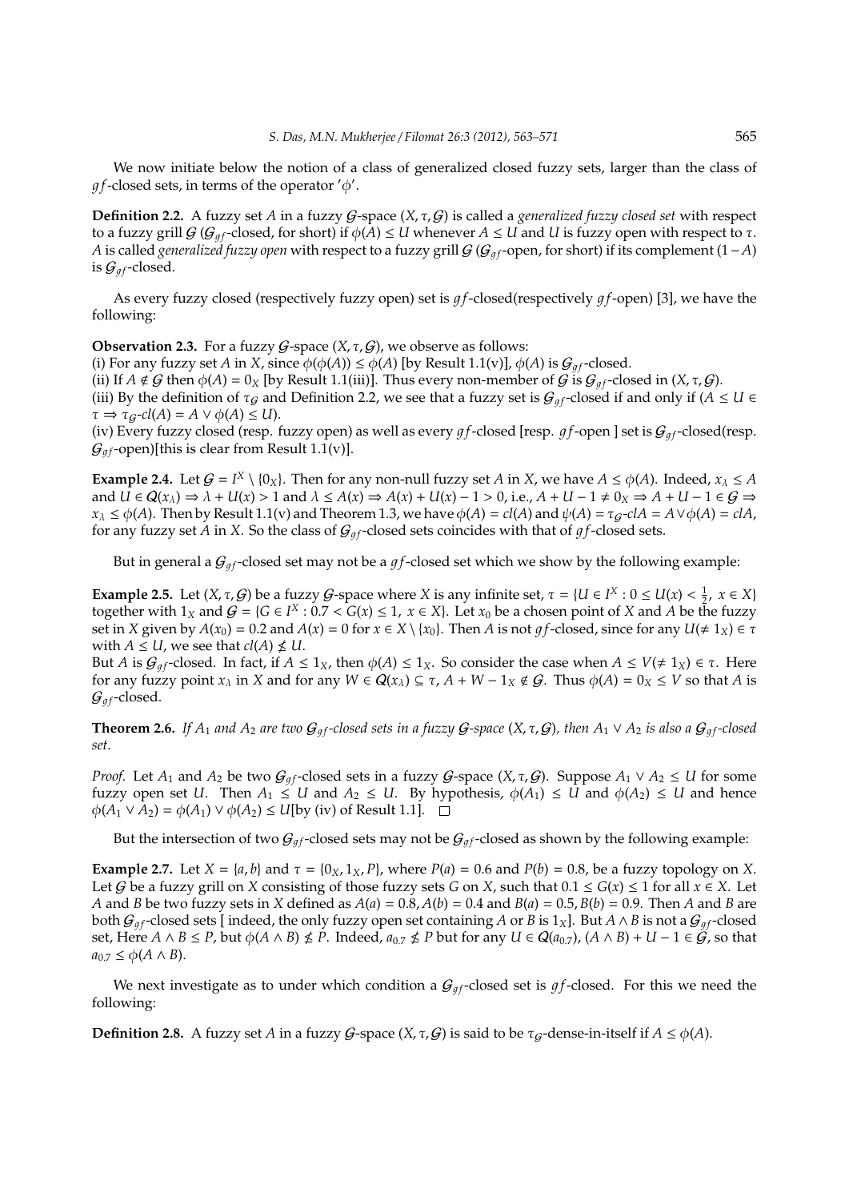We now initiate below the notion of a class of generalized closed fuzzy sets, larger than the class of $gf$-closed sets, in terms of the operator '$\phi$'.

**Definition 2.2.** A fuzzy set $A$ in a fuzzy $\mathcal{G}$-space $(X, \tau, \mathcal{G})$ is called a *generalized fuzzy closed set* with respect to a fuzzy grill $\mathcal{G}$ ($\mathcal{G}_{gf}$-closed, for short) if $\phi(A) \leq U$ whenever $A \leq U$ and $U$ is fuzzy open with respect to $\tau$. $A$ is called *generalized fuzzy open* with respect to a fuzzy grill $\mathcal{G}$ ($\mathcal{G}_{gf}$-open, for short) if its complement $(1 - A)$ is $\mathcal{G}_{gf}$-closed.

As every fuzzy closed (respectively fuzzy open) set is $gf$-closed(respectively $gf$-open) [3], we have the following:

**Observation 2.3.** For a fuzzy $\mathcal{G}$-space $(X, \tau, \mathcal{G})$, we observe as follows:
(i) For any fuzzy set $A$ in $X$, since $\phi(\phi(A)) \leq \phi(A)$ [by Result 1.1(v)], $\phi(A)$ is $\mathcal{G}_{gf}$-closed.
(ii) If $A \notin \mathcal{G}$ then $\phi(A) = 0_X$ [by Result 1.1(iii)]. Thus every non-member of $\mathcal{G}$ is $\mathcal{G}_{gf}$-closed in $(X, \tau, \mathcal{G})$.
(iii) By the definition of $\tau_{\mathcal{G}}$ and Definition 2.2, we see that a fuzzy set is $\mathcal{G}_{gf}$-closed if and only if ($A \leq U \in \tau \Rightarrow \tau_{\mathcal{G}}\text{-}cl(A) = A \vee \phi(A) \leq U$).
(iv) Every fuzzy closed (resp. fuzzy open) as well as every $gf$-closed [resp. $gf$-open ] set is $\mathcal{G}_{gf}$-closed(resp. $\mathcal{G}_{gf}$-open)[this is clear from Result 1.1(v)].

**Example 2.4.** Let $\mathcal{G} = I^X \setminus \{0_X\}$. Then for any non-null fuzzy set $A$ in $X$, we have $A \leq \phi(A)$. Indeed, $x_\lambda \leq A$ and $U \in Q(x_\lambda) \Rightarrow \lambda + U(x) > 1$ and $\lambda \leq A(x) \Rightarrow A(x) + U(x) - 1 > 0$, i.e., $A + U - 1 \neq 0_X \Rightarrow A + U - 1 \in \mathcal{G} \Rightarrow x_\lambda \leq \phi(A)$. Then by Result 1.1(v) and Theorem 1.3, we have $\phi(A) = cl(A)$ and $\psi(A) = \tau_{\mathcal{G}}\text{-}clA = A \vee \phi(A) = clA$, for any fuzzy set $A$ in $X$. So the class of $\mathcal{G}_{gf}$-closed sets coincides with that of $gf$-closed sets.

But in general a $\mathcal{G}_{gf}$-closed set may not be a $gf$-closed set which we show by the following example:

**Example 2.5.** Let $(X, \tau, \mathcal{G})$ be a fuzzy $\mathcal{G}$-space where $X$ is any infinite set, $\tau = \{U \in I^X : 0 \leq U(x) < \frac{1}{2},\ x \in X\}$ together with $1_X$ and $\mathcal{G} = \{G \in I^X : 0.7 < G(x) \leq 1,\ x \in X\}$. Let $x_0$ be a chosen point of $X$ and $A$ be the fuzzy set in $X$ given by $A(x_0) = 0.2$ and $A(x) = 0$ for $x \in X \setminus \{x_0\}$. Then $A$ is not $gf$-closed, since for any $U(\neq 1_X) \in \tau$ with $A \leq U$, we see that $cl(A) \nleq U$.
But $A$ is $\mathcal{G}_{gf}$-closed. In fact, if $A \leq 1_X$, then $\phi(A) \leq 1_X$. So consider the case when $A \leq V(\neq 1_X) \in \tau$. Here for any fuzzy point $x_\lambda$ in $X$ and for any $W \in Q(x_\lambda) \subseteq \tau$, $A + W - 1_X \notin \mathcal{G}$. Thus $\phi(A) = 0_X \leq V$ so that $A$ is $\mathcal{G}_{gf}$-closed.

**Theorem 2.6.** *If $A_1$ and $A_2$ are two $\mathcal{G}_{gf}$-closed sets in a fuzzy $\mathcal{G}$-space $(X, \tau, \mathcal{G})$, then $A_1 \vee A_2$ is also a $\mathcal{G}_{gf}$-closed set.*

*Proof.* Let $A_1$ and $A_2$ be two $\mathcal{G}_{gf}$-closed sets in a fuzzy $\mathcal{G}$-space $(X, \tau, \mathcal{G})$. Suppose $A_1 \vee A_2 \leq U$ for some fuzzy open set $U$. Then $A_1 \leq U$ and $A_2 \leq U$. By hypothesis, $\phi(A_1) \leq U$ and $\phi(A_2) \leq U$ and hence $\phi(A_1 \vee A_2) = \phi(A_1) \vee \phi(A_2) \leq U$[by (iv) of Result 1.1]. $\square$

But the intersection of two $\mathcal{G}_{gf}$-closed sets may not be $\mathcal{G}_{gf}$-closed as shown by the following example:

**Example 2.7.** Let $X = \{a, b\}$ and $\tau = \{0_X, 1_X, P\}$, where $P(a) = 0.6$ and $P(b) = 0.8$, be a fuzzy topology on $X$. Let $\mathcal{G}$ be a fuzzy grill on $X$ consisting of those fuzzy sets $G$ on $X$, such that $0.1 \leq G(x) \leq 1$ for all $x \in X$. Let $A$ and $B$ be two fuzzy sets in $X$ defined as $A(a) = 0.8, A(b) = 0.4$ and $B(a) = 0.5, B(b) = 0.9$. Then $A$ and $B$ are both $\mathcal{G}_{gf}$-closed sets [ indeed, the only fuzzy open set containing $A$ or $B$ is $1_X$]. But $A \wedge B$ is not a $\mathcal{G}_{gf}$-closed set, Here $A \wedge B \leq P$, but $\phi(A \wedge B) \nleq P$. Indeed, $a_{0.7} \nleq P$ but for any $U \in Q(a_{0.7})$, $(A \wedge B) + U - 1 \in \mathcal{G}$, so that $a_{0.7} \leq \phi(A \wedge B)$.

We next investigate as to under which condition a $\mathcal{G}_{gf}$-closed set is $gf$-closed. For this we need the following:

**Definition 2.8.** A fuzzy set $A$ in a fuzzy $\mathcal{G}$-space $(X, \tau, \mathcal{G})$ is said to be $\tau_{\mathcal{G}}$-dense-in-itself if $A \leq \phi(A)$.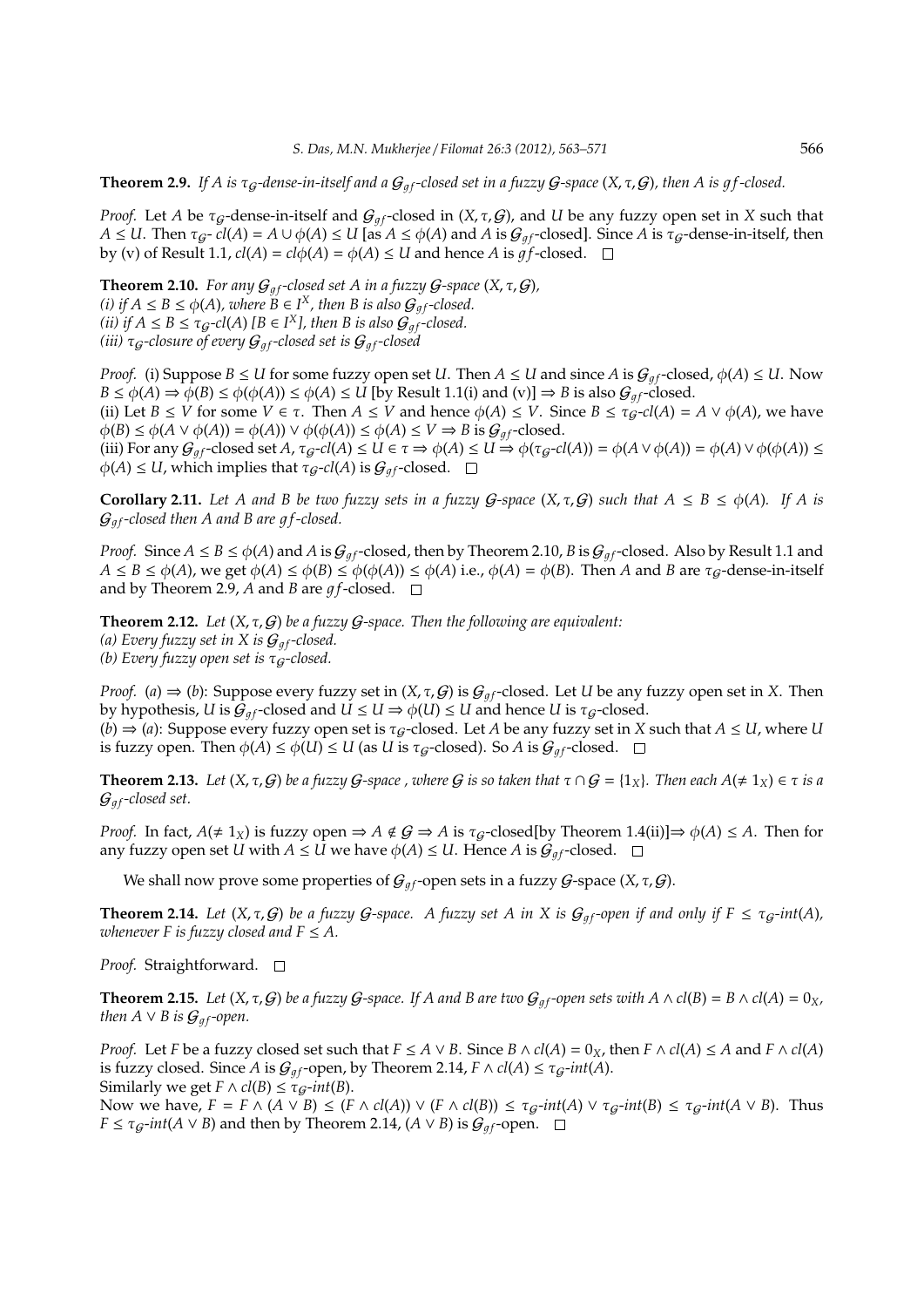**Theorem 2.9.** *If $A$ is $\tau_{\mathcal{G}}$-dense-in-itself and a $\mathcal{G}_{gf}$-closed set in a fuzzy $\mathcal{G}$-space $(X, \tau, \mathcal{G})$, then $A$ is $gf$-closed.*

*Proof.* Let $A$ be $\tau_{\mathcal{G}}$-dense-in-itself and $\mathcal{G}_{gf}$-closed in $(X, \tau, \mathcal{G})$, and $U$ be any fuzzy open set in $X$ such that $A \leq U$. Then $\tau_{\mathcal{G}}$- $cl(A) = A \cup \phi(A) \leq U$ [as $A \leq \phi(A)$ and $A$ is $\mathcal{G}_{gf}$-closed]. Since $A$ is $\tau_{\mathcal{G}}$-dense-in-itself, then by (v) of Result 1.1, $cl(A) = cl\phi(A) = \phi(A) \leq U$ and hence $A$ is $gf$-closed. □

**Theorem 2.10.** *For any $\mathcal{G}_{gf}$-closed set $A$ in a fuzzy $\mathcal{G}$-space $(X, \tau, \mathcal{G})$,*
*(i) if $A \leq B \leq \phi(A)$, where $B \in I^X$, then $B$ is also $\mathcal{G}_{gf}$-closed.*
*(ii) if $A \leq B \leq \tau_{\mathcal{G}}$-$cl(A)$ [$B \in I^X$], then $B$ is also $\mathcal{G}_{gf}$-closed.*
*(iii) $\tau_{\mathcal{G}}$-closure of every $\mathcal{G}_{gf}$-closed set is $\mathcal{G}_{gf}$-closed*

*Proof.* (i) Suppose $B \leq U$ for some fuzzy open set $U$. Then $A \leq U$ and since $A$ is $\mathcal{G}_{gf}$-closed, $\phi(A) \leq U$. Now $B \leq \phi(A) \Rightarrow \phi(B) \leq \phi(\phi(A)) \leq \phi(A) \leq U$ [by Result 1.1(i) and (v)] $\Rightarrow B$ is also $\mathcal{G}_{gf}$-closed.
(ii) Let $B \leq V$ for some $V \in \tau$. Then $A \leq V$ and hence $\phi(A) \leq V$. Since $B \leq \tau_{\mathcal{G}}$-$cl(A) = A \vee \phi(A)$, we have $\phi(B) \leq \phi(A \vee \phi(A)) = \phi(A)) \vee \phi(\phi(A)) \leq \phi(A) \leq V \Rightarrow B$ is $\mathcal{G}_{gf}$-closed.
(iii) For any $\mathcal{G}_{gf}$-closed set $A$, $\tau_{\mathcal{G}}$-$cl(A) \leq U \in \tau \Rightarrow \phi(A) \leq U \Rightarrow \phi(\tau_{\mathcal{G}}$-$cl(A)) = \phi(A \vee \phi(A)) = \phi(A) \vee \phi(\phi(A)) \leq \phi(A) \leq U$, which implies that $\tau_{\mathcal{G}}$-$cl(A)$ is $\mathcal{G}_{gf}$-closed. □

**Corollary 2.11.** *Let $A$ and $B$ be two fuzzy sets in a fuzzy $\mathcal{G}$-space $(X, \tau, \mathcal{G})$ such that $A \leq B \leq \phi(A)$. If $A$ is $\mathcal{G}_{gf}$-closed then $A$ and $B$ are $gf$-closed.*

*Proof.* Since $A \leq B \leq \phi(A)$ and $A$ is $\mathcal{G}_{gf}$-closed, then by Theorem 2.10, $B$ is $\mathcal{G}_{gf}$-closed. Also by Result 1.1 and $A \leq B \leq \phi(A)$, we get $\phi(A) \leq \phi(B) \leq \phi(\phi(A)) \leq \phi(A)$ i.e., $\phi(A) = \phi(B)$. Then $A$ and $B$ are $\tau_{\mathcal{G}}$-dense-in-itself and by Theorem 2.9, $A$ and $B$ are $gf$-closed. □

**Theorem 2.12.** *Let $(X, \tau, \mathcal{G})$ be a fuzzy $\mathcal{G}$-space. Then the following are equivalent:*
*(a) Every fuzzy set in $X$ is $\mathcal{G}_{gf}$-closed.*
*(b) Every fuzzy open set is $\tau_{\mathcal{G}}$-closed.*

*Proof.* $(a) \Rightarrow (b)$: Suppose every fuzzy set in $(X, \tau, \mathcal{G})$ is $\mathcal{G}_{gf}$-closed. Let $U$ be any fuzzy open set in $X$. Then by hypothesis, $U$ is $\mathcal{G}_{gf}$-closed and $U \leq U \Rightarrow \phi(U) \leq U$ and hence $U$ is $\tau_{\mathcal{G}}$-closed.
$(b) \Rightarrow (a)$: Suppose every fuzzy open set is $\tau_{\mathcal{G}}$-closed. Let $A$ be any fuzzy set in $X$ such that $A \leq U$, where $U$ is fuzzy open. Then $\phi(A) \leq \phi(U) \leq U$ (as $U$ is $\tau_{\mathcal{G}}$-closed). So $A$ is $\mathcal{G}_{gf}$-closed. □

**Theorem 2.13.** *Let $(X, \tau, \mathcal{G})$ be a fuzzy $\mathcal{G}$-space , where $\mathcal{G}$ is so taken that $\tau \cap \mathcal{G} = \{1_X\}$. Then each $A(\neq 1_X) \in \tau$ is a $\mathcal{G}_{gf}$-closed set.*

*Proof.* In fact, $A(\neq 1_X)$ is fuzzy open $\Rightarrow A \notin \mathcal{G} \Rightarrow A$ is $\tau_{\mathcal{G}}$-closed[by Theorem 1.4(ii)]$\Rightarrow \phi(A) \leq A$. Then for any fuzzy open set $U$ with $A \leq U$ we have $\phi(A) \leq U$. Hence $A$ is $\mathcal{G}_{gf}$-closed. □

We shall now prove some properties of $\mathcal{G}_{gf}$-open sets in a fuzzy $\mathcal{G}$-space $(X, \tau, \mathcal{G})$.

**Theorem 2.14.** *Let $(X, \tau, \mathcal{G})$ be a fuzzy $\mathcal{G}$-space. A fuzzy set $A$ in $X$ is $\mathcal{G}_{gf}$-open if and only if $F \leq \tau_{\mathcal{G}}$-$int(A)$, whenever $F$ is fuzzy closed and $F \leq A$.*

*Proof.* Straightforward. □

**Theorem 2.15.** *Let $(X, \tau, \mathcal{G})$ be a fuzzy $\mathcal{G}$-space. If $A$ and $B$ are two $\mathcal{G}_{gf}$-open sets with $A \wedge cl(B) = B \wedge cl(A) = 0_X$, then $A \vee B$ is $\mathcal{G}_{gf}$-open.*

*Proof.* Let $F$ be a fuzzy closed set such that $F \leq A \vee B$. Since $B \wedge cl(A) = 0_X$, then $F \wedge cl(A) \leq A$ and $F \wedge cl(A)$ is fuzzy closed. Since $A$ is $\mathcal{G}_{gf}$-open, by Theorem 2.14, $F \wedge cl(A) \leq \tau_{\mathcal{G}}$-$int(A)$.
Similarly we get $F \wedge cl(B) \leq \tau_{\mathcal{G}}$-$int(B)$.
Now we have, $F = F \wedge (A \vee B) \leq (F \wedge cl(A)) \vee (F \wedge cl(B)) \leq \tau_{\mathcal{G}}$-$int(A) \vee \tau_{\mathcal{G}}$-$int(B) \leq \tau_{\mathcal{G}}$-$int(A \vee B)$. Thus $F \leq \tau_{\mathcal{G}}$-$int(A \vee B)$ and then by Theorem 2.14, $(A \vee B)$ is $\mathcal{G}_{gf}$-open. □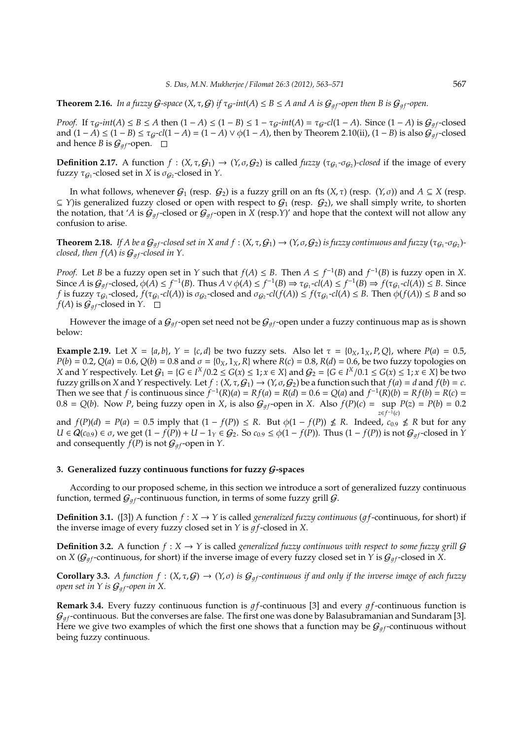**Theorem 2.16.** *In a fuzzy $\mathcal{G}$-space $(X, \tau, \mathcal{G})$ if $\tau_{\mathcal{G}}$-$int(A) \leq B \leq A$ and $A$ is $\mathcal{G}_{gf}$-open then $B$ is $\mathcal{G}_{gf}$-open.*

*Proof.* If $\tau_{\mathcal{G}}$-$int(A) \leq B \leq A$ then $(1 - A) \leq (1 - B) \leq 1 - \tau_{\mathcal{G}}$-$int(A) = \tau_{\mathcal{G}}$-$cl(1 - A)$. Since $(1 - A)$ is $\mathcal{G}_{gf}$-closed and $(1 - A) \leq (1 - B) \leq \tau_{\mathcal{G}}$-$cl(1 - A) = (1 - A) \vee \phi(1 - A)$, then by Theorem 2.10(ii), $(1 - B)$ is also $\mathcal{G}_{gf}$-closed and hence $B$ is $\mathcal{G}_{gf}$-open. □

**Definition 2.17.** A function $f : (X, \tau, \mathcal{G}_1) \to (Y, \sigma, \mathcal{G}_2)$ is called *fuzzy* $(\tau_{\mathcal{G}_1}$-$\sigma_{\mathcal{G}_2})$*-closed* if the image of every fuzzy $\tau_{\mathcal{G}_1}$-closed set in $X$ is $\sigma_{\mathcal{G}_2}$-closed in $Y$.

In what follows, whenever $\mathcal{G}_1$ (resp. $\mathcal{G}_2$) is a fuzzy grill on an fts $(X, \tau)$ (resp. $(Y, \sigma)$) and $A \subseteq X$ (resp. $\subseteq Y$)is generalized fuzzy closed or open with respect to $\mathcal{G}_1$ (resp. $\mathcal{G}_2$), we shall simply write, to shorten the notation, that '$A$ is $\mathcal{G}_{gf}$-closed or $\mathcal{G}_{gf}$-open in $X$ (resp.$Y$)' and hope that the context will not allow any confusion to arise.

**Theorem 2.18.** *If $A$ be a $\mathcal{G}_{gf}$-closed set in $X$ and $f : (X, \tau, \mathcal{G}_1) \to (Y, \sigma, \mathcal{G}_2)$ is fuzzy continuous and fuzzy $(\tau_{\mathcal{G}_1}$-$\sigma_{\mathcal{G}_2})$-closed, then $f(A)$ is $\mathcal{G}_{gf}$-closed in $Y$.*

*Proof.* Let $B$ be a fuzzy open set in $Y$ such that $f(A) \leq B$. Then $A \leq f^{-1}(B)$ and $f^{-1}(B)$ is fuzzy open in $X$. Since $A$ is $\mathcal{G}_{gf}$-closed, $\phi(A) \leq f^{-1}(B)$. Thus $A \vee \phi(A) \leq f^{-1}(B) \Rightarrow \tau_{\mathcal{G}_1}$-$cl(A) \leq f^{-1}(B) \Rightarrow f(\tau_{\mathcal{G}_1}$-$cl(A)) \leq B$. Since $f$ is fuzzy $\tau_{\mathcal{G}_1}$-closed, $f(\tau_{\mathcal{G}_1}$-$cl(A))$ is $\sigma_{\mathcal{G}_2}$-closed and $\sigma_{\mathcal{G}_2}$-$cl(f(A)) \leq f(\tau_{\mathcal{G}_1}$-$cl(A) \leq B$. Then $\phi(f(A)) \leq B$ and so $f(A)$ is $\mathcal{G}_{gf}$-closed in $Y$. □

However the image of a $\mathcal{G}_{gf}$-open set need not be $\mathcal{G}_{gf}$-open under a fuzzy continuous map as is shown below:

**Example 2.19.** Let $X = \{a, b\}$, $Y = \{c, d\}$ be two fuzzy sets. Also let $\tau = \{0_X, 1_X, P, Q\}$, where $P(a) = 0.5$, $P(b) = 0.2$, $Q(a) = 0.6$, $Q(b) = 0.8$ and $\sigma = \{0_X, 1_X, R\}$ where $R(c) = 0.8$, $R(d) = 0.6$, be two fuzzy topologies on $X$ and $Y$ respectively. Let $\mathcal{G}_1 = \{G \in I^X / 0.2 \leq G(x) \leq 1; x \in X\}$ and $\mathcal{G}_2 = \{G \in I^X / 0.1 \leq G(x) \leq 1; x \in X\}$ be two fuzzy grills on $X$ and $Y$ respectively. Let $f : (X, \tau, \mathcal{G}_1) \to (Y, \sigma, \mathcal{G}_2)$ be a function such that $f(a) = d$ and $f(b) = c$. Then we see that $f$ is continuous since $f^{-1}(R)(a) = Rf(a) = R(d) = 0.6 = Q(a)$ and $f^{-1}(R)(b) = Rf(b) = R(c) = 0.8 = Q(b)$. Now $P$, being fuzzy open in $X$, is also $\mathcal{G}_{gf}$-open in $X$. Also $f(P)(c) = \sup_{z \in f^{-1}(c)} P(z) = P(b) = 0.2$ and $f(P)(d) = P(a) = 0.5$ imply that $(1 - f(P)) \leq R$. But $\phi(1 - f(P)) \nleq R$. Indeed, $c_{0.9} \nleq R$ but for any $U \in \mathcal{Q}(c_{0.9}) \in \sigma$, we get $(1 - f(P)) + U - 1_Y \in \mathcal{G}_2$. So $c_{0.9} \leq \phi(1 - f(P))$. Thus $(1 - f(P))$ is not $\mathcal{G}_{gf}$-closed in $Y$ and consequently $f(P)$ is not $\mathcal{G}_{gf}$-open in $Y$.

## 3. Generalized fuzzy continuous functions for fuzzy $\mathcal{G}$-spaces

According to our proposed scheme, in this section we introduce a sort of generalized fuzzy continuous function, termed $\mathcal{G}_{gf}$-continuous function, in terms of some fuzzy grill $\mathcal{G}$.

**Definition 3.1.** ([3]) A function $f : X \to Y$ is called *generalized fuzzy continuous* ($gf$-continuous, for short) if the inverse image of every fuzzy closed set in $Y$ is $gf$-closed in $X$.

**Definition 3.2.** A function $f : X \to Y$ is called *generalized fuzzy continuous with respect to some fuzzy grill* $\mathcal{G}$ on $X$ ($\mathcal{G}_{gf}$-continuous, for short) if the inverse image of every fuzzy closed set in $Y$ is $\mathcal{G}_{gf}$-closed in $X$.

**Corollary 3.3.** *A function $f : (X, \tau, \mathcal{G}) \to (Y, \sigma)$ is $\mathcal{G}_{gf}$-continuous if and only if the inverse image of each fuzzy open set in $Y$ is $\mathcal{G}_{gf}$-open in $X$.*

**Remark 3.4.** Every fuzzy continuous function is $gf$-continuous [3] and every $gf$-continuous function is $\mathcal{G}_{gf}$-continuous. But the converses are false. The first one was done by Balasubramanian and Sundaram [3]. Here we give two examples of which the first one shows that a function may be $\mathcal{G}_{gf}$-continuous without being fuzzy continuous.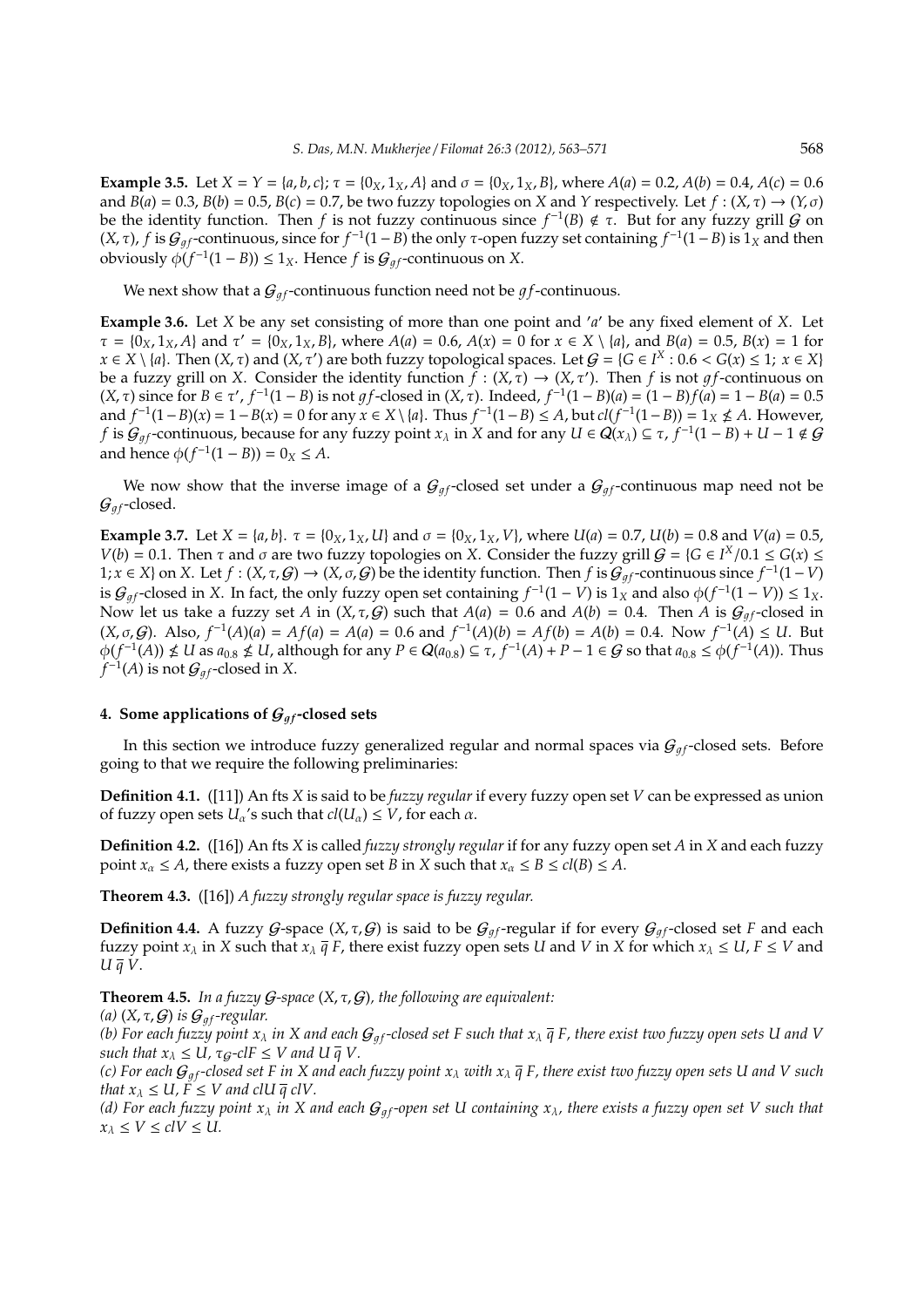**Example 3.5.** Let $X = Y = \{a, b, c\}$; $\tau = \{0_X, 1_X, A\}$ and $\sigma = \{0_X, 1_X, B\}$, where $A(a) = 0.2$, $A(b) = 0.4$, $A(c) = 0.6$ and $B(a) = 0.3$, $B(b) = 0.5$, $B(c) = 0.7$, be two fuzzy topologies on $X$ and $Y$ respectively. Let $f : (X, \tau) \to (Y, \sigma)$ be the identity function. Then $f$ is not fuzzy continuous since $f^{-1}(B) \notin \tau$. But for any fuzzy grill $\mathcal{G}$ on $(X, \tau)$, $f$ is $\mathcal{G}_{gf}$-continuous, since for $f^{-1}(1 - B)$ the only $\tau$-open fuzzy set containing $f^{-1}(1 - B)$ is $1_X$ and then obviously $\phi(f^{-1}(1 - B)) \leq 1_X$. Hence $f$ is $\mathcal{G}_{gf}$-continuous on $X$.

We next show that a $\mathcal{G}_{gf}$-continuous function need not be $gf$-continuous.

**Example 3.6.** Let $X$ be any set consisting of more than one point and '$a$' be any fixed element of $X$. Let $\tau = \{0_X, 1_X, A\}$ and $\tau' = \{0_X, 1_X, B\}$, where $A(a) = 0.6$, $A(x) = 0$ for $x \in X \setminus \{a\}$, and $B(a) = 0.5$, $B(x) = 1$ for $x \in X \setminus \{a\}$. Then $(X, \tau)$ and $(X, \tau')$ are both fuzzy topological spaces. Let $\mathcal{G} = \{G \in I^X : 0.6 < G(x) \leq 1;\ x \in X\}$ be a fuzzy grill on $X$. Consider the identity function $f : (X, \tau) \to (X, \tau')$. Then $f$ is not $gf$-continuous on $(X, \tau)$ since for $B \in \tau'$, $f^{-1}(1 - B)$ is not $gf$-closed in $(X, \tau)$. Indeed, $f^{-1}(1 - B)(a) = (1 - B)f(a) = 1 - B(a) = 0.5$ and $f^{-1}(1 - B)(x) = 1 - B(x) = 0$ for any $x \in X \setminus \{a\}$. Thus $f^{-1}(1 - B) \leq A$, but $cl(f^{-1}(1 - B)) = 1_X \nleq A$. However, $f$ is $\mathcal{G}_{gf}$-continuous, because for any fuzzy point $x_\lambda$ in $X$ and for any $U \in \mathcal{Q}(x_\lambda) \subseteq \tau$, $f^{-1}(1 - B) + U - 1 \notin \mathcal{G}$ and hence $\phi(f^{-1}(1 - B)) = 0_X \leq A$.

We now show that the inverse image of a $\mathcal{G}_{gf}$-closed set under a $\mathcal{G}_{gf}$-continuous map need not be $\mathcal{G}_{gf}$-closed.

**Example 3.7.** Let $X = \{a, b\}$. $\tau = \{0_X, 1_X, U\}$ and $\sigma = \{0_X, 1_X, V\}$, where $U(a) = 0.7$, $U(b) = 0.8$ and $V(a) = 0.5$, $V(b) = 0.1$. Then $\tau$ and $\sigma$ are two fuzzy topologies on $X$. Consider the fuzzy grill $\mathcal{G} = \{G \in I^X / 0.1 \leq G(x) \leq 1; x \in X\}$ on $X$. Let $f : (X, \tau, \mathcal{G}) \to (X, \sigma, \mathcal{G})$ be the identity function. Then $f$ is $\mathcal{G}_{gf}$-continuous since $f^{-1}(1 - V)$ is $\mathcal{G}_{gf}$-closed in $X$. In fact, the only fuzzy open set containing $f^{-1}(1 - V)$ is $1_X$ and also $\phi(f^{-1}(1 - V)) \leq 1_X$. Now let us take a fuzzy set $A$ in $(X, \tau, \mathcal{G})$ such that $A(a) = 0.6$ and $A(b) = 0.4$. Then $A$ is $\mathcal{G}_{gf}$-closed in $(X, \sigma, \mathcal{G})$. Also, $f^{-1}(A)(a) = Af(a) = A(a) = 0.6$ and $f^{-1}(A)(b) = Af(b) = A(b) = 0.4$. Now $f^{-1}(A) \leq U$. But $\phi(f^{-1}(A)) \nleq U$ as $a_{0.8} \nleq U$, although for any $P \in \mathcal{Q}(a_{0.8}) \subseteq \tau$, $f^{-1}(A) + P - 1 \in \mathcal{G}$ so that $a_{0.8} \leq \phi(f^{-1}(A))$. Thus $f^{-1}(A)$ is not $\mathcal{G}_{gf}$-closed in $X$.

## 4. Some applications of $\mathcal{G}_{gf}$-closed sets

In this section we introduce fuzzy generalized regular and normal spaces via $\mathcal{G}_{gf}$-closed sets. Before going to that we require the following preliminaries:

**Definition 4.1.** ([11]) An fts $X$ is said to be *fuzzy regular* if every fuzzy open set $V$ can be expressed as union of fuzzy open sets $U_\alpha$'s such that $cl(U_\alpha) \leq V$, for each $\alpha$.

**Definition 4.2.** ([16]) An fts $X$ is called *fuzzy strongly regular* if for any fuzzy open set $A$ in $X$ and each fuzzy point $x_\alpha \leq A$, there exists a fuzzy open set $B$ in $X$ such that $x_\alpha \leq B \leq cl(B) \leq A$.

**Theorem 4.3.** ([16]) *A fuzzy strongly regular space is fuzzy regular.*

**Definition 4.4.** A fuzzy $\mathcal{G}$-space $(X, \tau, \mathcal{G})$ is said to be $\mathcal{G}_{gf}$-regular if for every $\mathcal{G}_{gf}$-closed set $F$ and each fuzzy point $x_\lambda$ in $X$ such that $x_\lambda\, \overline{q}\, F$, there exist fuzzy open sets $U$ and $V$ in $X$ for which $x_\lambda \leq U$, $F \leq V$ and $U\, \overline{q}\, V$.

**Theorem 4.5.** *In a fuzzy $\mathcal{G}$-space $(X, \tau, \mathcal{G})$, the following are equivalent:*

*(a) $(X, \tau, \mathcal{G})$ is $\mathcal{G}_{gf}$-regular.*

*(b) For each fuzzy point $x_\lambda$ in $X$ and each $\mathcal{G}_{gf}$-closed set $F$ such that $x_\lambda\, \overline{q}\, F$, there exist two fuzzy open sets $U$ and $V$ such that $x_\lambda \leq U$, $\tau_{\mathcal{G}}$-$clF \leq V$ and $U\, \overline{q}\, V$.*

*(c) For each $\mathcal{G}_{gf}$-closed set $F$ in $X$ and each fuzzy point $x_\lambda$ with $x_\lambda\, \overline{q}\, F$, there exist two fuzzy open sets $U$ and $V$ such that $x_\lambda \leq U$, $F \leq V$ and $clU\, \overline{q}\, clV$.*

*(d) For each fuzzy point $x_\lambda$ in $X$ and each $\mathcal{G}_{gf}$-open set $U$ containing $x_\lambda$, there exists a fuzzy open set $V$ such that $x_\lambda \leq V \leq clV \leq U$.*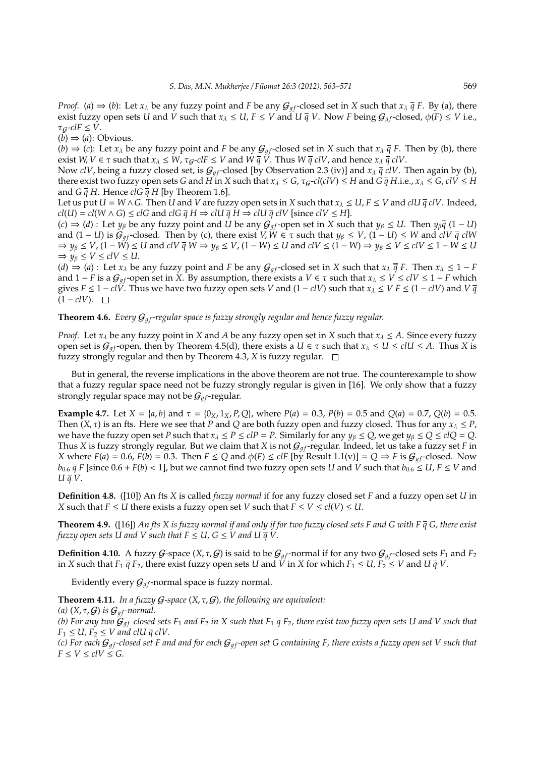*Proof.* (a) ⇒ (b): Let $x_\lambda$ be any fuzzy point and $F$ be any $\mathcal{G}_{gf}$-closed set in $X$ such that $x_\lambda \overline{q} F$. By (a), there exist fuzzy open sets $U$ and $V$ such that $x_\lambda \leq U$, $F \leq V$ and $U \overline{q} V$. Now $F$ being $\mathcal{G}_{gf}$-closed, $\phi(F) \leq V$ i.e., $\tau_{\mathcal{G}}$-$clF \leq V$.

(b) ⇒ (a): Obvious.

(b) ⇒ (c): Let $x_\lambda$ be any fuzzy point and $F$ be any $\mathcal{G}_{gf}$-closed set in $X$ such that $x_\lambda \overline{q} F$. Then by (b), there exist $W, V \in \tau$ such that $x_\lambda \leq W$, $\tau_{\mathcal{G}}$-$clF \leq V$ and $W \overline{q} V$. Thus $W \overline{q}\, clV$, and hence $x_\lambda \overline{q}\, clV$.

Now $clV$, being a fuzzy closed set, is $\mathcal{G}_{gf}$-closed [by Observation 2.3 (iv)] and $x_\lambda \overline{q}\, clV$. Then again by (b), there exist two fuzzy open sets $G$ and $H$ in $X$ such that $x_\lambda \leq G$, $\tau_{\mathcal{G}}$-$cl(clV) \leq H$ and $G \overline{q} H$.i.e., $x_\lambda \leq G$, $clV \leq H$ and $G \overline{q} H$. Hence $clG \overline{q} H$ [by Theorem 1.6].

Let us put $U = W \wedge G$. Then $U$ and $V$ are fuzzy open sets in $X$ such that $x_\lambda \leq U$, $F \leq V$ and $clU \overline{q}\, clV$. Indeed, $cl(U) = cl(W \wedge G) \leq clG$ and $clG \overline{q} H \Rightarrow clU \overline{q} H \Rightarrow clU \overline{q}\, clV$ [since $clV \leq H$].

(c) ⇒ (d) : Let $y_\beta$ be any fuzzy point and $U$ be any $\mathcal{G}_{gf}$-open set in $X$ such that $y_\beta \leq U$. Then $y_\beta \overline{q}\, (1-U)$ and $(1-U)$ is $\mathcal{G}_{gf}$-closed. Then by (c), there exist $V, W \in \tau$ such that $y_\beta \leq V$, $(1-U) \leq W$ and $clV \overline{q}\, clW$ $\Rightarrow y_\beta \leq V$, $(1-W) \leq U$ and $clV \overline{q}\, W \Rightarrow y_\beta \leq V$, $(1-W) \leq U$ and $clV \leq (1-W) \Rightarrow y_\beta \leq V \leq clV \leq 1-W \leq U$ $\Rightarrow y_\beta \leq V \leq clV \leq U$.

(d) ⇒ (a) : Let $x_\lambda$ be any fuzzy point and $F$ be any $\mathcal{G}_{gf}$-closed set in $X$ such that $x_\lambda \overline{q} F$. Then $x_\lambda \leq 1-F$ and $1-F$ is a $\mathcal{G}_{gf}$-open set in $X$. By assumption, there exists a $V \in \tau$ such that $x_\lambda \leq V \leq clV \leq 1-F$ which gives $F \leq 1 - clV$. Thus we have two fuzzy open sets $V$ and $(1 - clV)$ such that $x_\lambda \leq V$ $F \leq (1-clV)$ and $V \overline{q}$ $(1-clV)$. □

**Theorem 4.6.** *Every $\mathcal{G}_{gf}$-regular space is fuzzy strongly regular and hence fuzzy regular.*

*Proof.* Let $x_\lambda$ be any fuzzy point in $X$ and $A$ be any fuzzy open set in $X$ such that $x_\lambda \leq A$. Since every fuzzy open set is $\mathcal{G}_{gf}$-open, then by Theorem 4.5(d), there exists a $U \in \tau$ such that $x_\lambda \leq U \leq clU \leq A$. Thus $X$ is fuzzy strongly regular and then by Theorem 4.3, $X$ is fuzzy regular. □

But in general, the reverse implications in the above theorem are not true. The counterexample to show that a fuzzy regular space need not be fuzzy strongly regular is given in [16]. We only show that a fuzzy strongly regular space may not be $\mathcal{G}_{gf}$-regular.

**Example 4.7.** Let $X = \{a, b\}$ and $\tau = \{0_X, 1_X, P, Q\}$, where $P(a) = 0.3$, $P(b) = 0.5$ and $Q(a) = 0.7$, $Q(b) = 0.5$. Then $(X, \tau)$ is an fts. Here we see that $P$ and $Q$ are both fuzzy open and fuzzy closed. Thus for any $x_\lambda \leq P$, we have the fuzzy open set $P$ such that $x_\lambda \leq P \leq clP = P$. Similarly for any $y_\beta \leq Q$, we get $y_\beta \leq Q \leq clQ = Q$. Thus $X$ is fuzzy strongly regular. But we claim that $X$ is not $\mathcal{G}_{gf}$-regular. Indeed, let us take a fuzzy set $F$ in $X$ where $F(a) = 0.6$, $F(b) = 0.3$. Then $F \leq Q$ and $\phi(F) \leq clF$ [by Result 1.1(v)] $= Q \Rightarrow F$ is $\mathcal{G}_{gf}$-closed. Now $b_{0.6} \overline{q} F$ [since $0.6 + F(b) < 1$], but we cannot find two fuzzy open sets $U$ and $V$ such that $b_{0.6} \leq U$, $F \leq V$ and $U \overline{q} V$.

**Definition 4.8.** ([10]) An fts $X$ is called *fuzzy normal* if for any fuzzy closed set $F$ and a fuzzy open set $U$ in $X$ such that $F \leq U$ there exists a fuzzy open set $V$ such that $F \leq V \leq cl(V) \leq U$.

**Theorem 4.9.** ([16]) *An fts $X$ is fuzzy normal if and only if for two fuzzy closed sets $F$ and $G$ with $F \overline{q} G$, there exist fuzzy open sets $U$ and $V$ such that $F \leq U$, $G \leq V$ and $U \overline{q} V$.*

**Definition 4.10.** A fuzzy $\mathcal{G}$-space $(X, \tau, \mathcal{G})$ is said to be $\mathcal{G}_{gf}$-normal if for any two $\mathcal{G}_{gf}$-closed sets $F_1$ and $F_2$ in $X$ such that $F_1 \overline{q} F_2$, there exist fuzzy open sets $U$ and $V$ in $X$ for which $F_1 \leq U$, $F_2 \leq V$ and $U \overline{q} V$.

Evidently every $\mathcal{G}_{gf}$-normal space is fuzzy normal.

**Theorem 4.11.** *In a fuzzy $\mathcal{G}$-space $(X, \tau, \mathcal{G})$, the following are equivalent:*

*(a) $(X, \tau, \mathcal{G})$ is $\mathcal{G}_{gf}$-normal.*

*(b) For any two $\mathcal{G}_{gf}$-closed sets $F_1$ and $F_2$ in $X$ such that $F_1 \overline{q} F_2$, there exist two fuzzy open sets $U$ and $V$ such that $F_1 \leq U$, $F_2 \leq V$ and $clU \overline{q}\, clV$.*

*(c) For each $\mathcal{G}_{gf}$-closed set $F$ and and for each $\mathcal{G}_{gf}$-open set $G$ containing $F$, there exists a fuzzy open set $V$ such that $F \leq V \leq clV \leq G$.*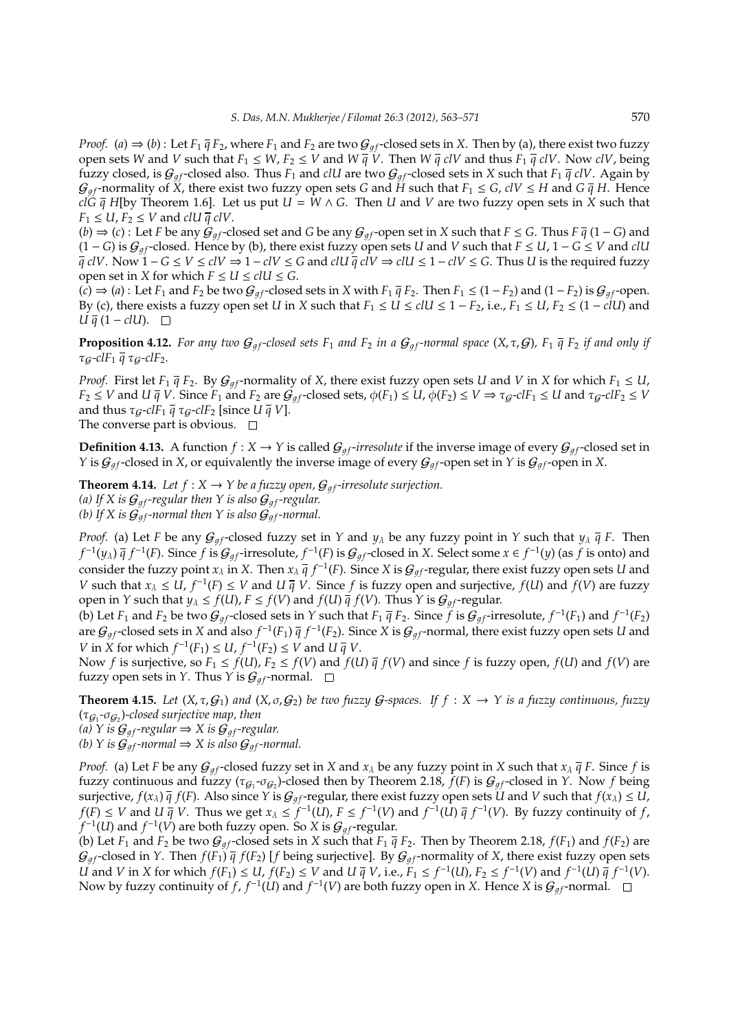*Proof.* (*a*) ⇒ (*b*) : Let $F_1 \,\overline{q}\, F_2$, where $F_1$ and $F_2$ are two $\mathcal{G}_{gf}$-closed sets in $X$. Then by (a), there exist two fuzzy open sets $W$ and $V$ such that $F_1 \leq W$, $F_2 \leq V$ and $W \,\overline{q}\, V$. Then $W \,\overline{q}\, clV$ and thus $F_1 \,\overline{q}\, clV$. Now $clV$, being fuzzy closed, is $\mathcal{G}_{gf}$-closed also. Thus $F_1$ and $clU$ are two $\mathcal{G}_{gf}$-closed sets in $X$ such that $F_1 \,\overline{q}\, clV$. Again by $\mathcal{G}_{gf}$-normality of $X$, there exist two fuzzy open sets $G$ and $H$ such that $F_1 \leq G$, $clV \leq H$ and $G \,\overline{q}\, H$. Hence $clG \,\overline{q}\, H$[by Theorem 1.6]. Let us put $U = W \wedge G$. Then $U$ and $V$ are two fuzzy open sets in $X$ such that $F_1 \leq U$, $F_2 \leq V$ and $clU \,\overline{q}\, clV$.

(*b*) ⇒ (*c*) : Let $F$ be any $\mathcal{G}_{gf}$-closed set and $G$ be any $\mathcal{G}_{gf}$-open set in $X$ such that $F \leq G$. Thus $F \,\overline{q}\, (1 - G)$ and $(1 - G)$ is $\mathcal{G}_{gf}$-closed. Hence by (b), there exist fuzzy open sets $U$ and $V$ such that $F \leq U$, $1 - G \leq V$ and $clU \,\overline{q}\, clV$. Now $1 - G \leq V \leq clV \Rightarrow 1 - clV \leq G$ and $clU \,\overline{q}\, clV \Rightarrow clU \leq 1 - clV \leq G$. Thus $U$ is the required fuzzy open set in $X$ for which $F \leq U \leq clU \leq G$.

(*c*) ⇒ (*a*) : Let $F_1$ and $F_2$ be two $\mathcal{G}_{gf}$-closed sets in $X$ with $F_1 \,\overline{q}\, F_2$. Then $F_1 \leq (1 - F_2)$ and $(1 - F_2)$ is $\mathcal{G}_{gf}$-open. By (c), there exists a fuzzy open set $U$ in $X$ such that $F_1 \leq U \leq clU \leq 1 - F_2$, i.e., $F_1 \leq U$, $F_2 \leq (1 - clU)$ and $U \,\overline{q}\, (1 - clU)$. □

**Proposition 4.12.** *For any two $\mathcal{G}_{gf}$-closed sets $F_1$ and $F_2$ in a $\mathcal{G}_{gf}$-normal space $(X, \tau, \mathcal{G})$, $F_1 \,\overline{q}\, F_2$ if and only if $\tau_{\mathcal{G}}$-$clF_1 \,\overline{q}\, \tau_{\mathcal{G}}$-$clF_2$.*

*Proof.* First let $F_1 \,\overline{q}\, F_2$. By $\mathcal{G}_{gf}$-normality of $X$, there exist fuzzy open sets $U$ and $V$ in $X$ for which $F_1 \leq U$, $F_2 \leq V$ and $U \,\overline{q}\, V$. Since $F_1$ and $F_2$ are $\mathcal{G}_{gf}$-closed sets, $\phi(F_1) \leq U$, $\phi(F_2) \leq V \Rightarrow \tau_{\mathcal{G}}$-$clF_1 \leq U$ and $\tau_{\mathcal{G}}$-$clF_2 \leq V$ and thus $\tau_{\mathcal{G}}$-$clF_1 \,\overline{q}\, \tau_{\mathcal{G}}$-$clF_2$ [since $U \,\overline{q}\, V$].
The converse part is obvious. □

**Definition 4.13.** A function $f : X \to Y$ is called *$\mathcal{G}_{gf}$-irresolute* if the inverse image of every $\mathcal{G}_{gf}$-closed set in $Y$ is $\mathcal{G}_{gf}$-closed in $X$, or equivalently the inverse image of every $\mathcal{G}_{gf}$-open set in $Y$ is $\mathcal{G}_{gf}$-open in $X$.

**Theorem 4.14.** *Let $f : X \to Y$ be a fuzzy open, $\mathcal{G}_{gf}$-irresolute surjection.*
*(a) If $X$ is $\mathcal{G}_{gf}$-regular then $Y$ is also $\mathcal{G}_{gf}$-regular.*
*(b) If $X$ is $\mathcal{G}_{gf}$-normal then $Y$ is also $\mathcal{G}_{gf}$-normal.*

*Proof.* (a) Let $F$ be any $\mathcal{G}_{gf}$-closed fuzzy set in $Y$ and $y_\lambda$ be any fuzzy point in $Y$ such that $y_\lambda \,\overline{q}\, F$. Then $f^{-1}(y_\lambda) \,\overline{q}\, f^{-1}(F)$. Since $f$ is $\mathcal{G}_{gf}$-irresolute, $f^{-1}(F)$ is $\mathcal{G}_{gf}$-closed in $X$. Select some $x \in f^{-1}(y)$ (as $f$ is onto) and consider the fuzzy point $x_\lambda$ in $X$. Then $x_\lambda \,\overline{q}\, f^{-1}(F)$. Since $X$ is $\mathcal{G}_{gf}$-regular, there exist fuzzy open sets $U$ and $V$ such that $x_\lambda \leq U$, $f^{-1}(F) \leq V$ and $U \,\overline{q}\, V$. Since $f$ is fuzzy open and surjective, $f(U)$ and $f(V)$ are fuzzy open in $Y$ such that $y_\lambda \leq f(U)$, $F \leq f(V)$ and $f(U) \,\overline{q}\, f(V)$. Thus $Y$ is $\mathcal{G}_{gf}$-regular.

(b) Let $F_1$ and $F_2$ be two $\mathcal{G}_{gf}$-closed sets in $Y$ such that $F_1 \,\overline{q}\, F_2$. Since $f$ is $\mathcal{G}_{gf}$-irresolute, $f^{-1}(F_1)$ and $f^{-1}(F_2)$ are $\mathcal{G}_{gf}$-closed sets in $X$ and also $f^{-1}(F_1) \,\overline{q}\, f^{-1}(F_2)$. Since $X$ is $\mathcal{G}_{gf}$-normal, there exist fuzzy open sets $U$ and $V$ in $X$ for which $f^{-1}(F_1) \leq U$, $f^{-1}(F_2) \leq V$ and $U \,\overline{q}\, V$.
Now $f$ is surjective, so $F_1 \leq f(U)$, $F_2 \leq f(V)$ and $f(U) \,\overline{q}\, f(V)$ and since $f$ is fuzzy open, $f(U)$ and $f(V)$ are fuzzy open sets in $Y$. $Y$ is $\mathcal{G}_{gf}$-normal. □

**Theorem 4.15.** *Let $(X, \tau, \mathcal{G}_1)$ and $(X, \sigma, \mathcal{G}_2)$ be two fuzzy $\mathcal{G}$-spaces. If $f : X \to Y$ is a fuzzy continuous, fuzzy $(\tau_{\mathcal{G}_1}$-$\sigma_{\mathcal{G}_2})$-closed surjective map, then*
*(a) $Y$ is $\mathcal{G}_{gf}$-regular ⇒ $X$ is $\mathcal{G}_{gf}$-regular.*
*(b) $Y$ is $\mathcal{G}_{gf}$-normal ⇒ $X$ is also $\mathcal{G}_{gf}$-normal.*

*Proof.* (a) Let $F$ be any $\mathcal{G}_{gf}$-closed fuzzy set in $X$ and $x_\lambda$ be any fuzzy point in $X$ such that $x_\lambda \,\overline{q}\, F$. Since $f$ is fuzzy continuous and fuzzy $(\tau_{\mathcal{G}_1}$-$\sigma_{\mathcal{G}_2})$-closed then by Theorem 2.18, $f(F)$ is $\mathcal{G}_{gf}$-closed in $Y$. Now $f$ being surjective, $f(x_\lambda) \,\overline{q}\, f(F)$. Also since $Y$ is $\mathcal{G}_{gf}$-regular, there exist fuzzy open sets $U$ and $V$ such that $f(x_\lambda) \leq U$, $f(F) \leq V$ and $U \,\overline{q}\, V$. Thus we get $x_\lambda \leq f^{-1}(U)$, $F \leq f^{-1}(V)$ and $f^{-1}(U) \,\overline{q}\, f^{-1}(V)$. By fuzzy continuity of $f$, $f^{-1}(U)$ and $f^{-1}(V)$ are both fuzzy open. So $X$ is $\mathcal{G}_{gf}$-regular.

(b) Let $F_1$ and $F_2$ be two $\mathcal{G}_{gf}$-closed sets in $X$ such that $F_1 \,\overline{q}\, F_2$. Then by Theorem 2.18, $f(F_1)$ and $f(F_2)$ are $\mathcal{G}_{gf}$-closed in $Y$. Then $f(F_1) \,\overline{q}\, f(F_2)$ [$f$ being surjective]. By $\mathcal{G}_{gf}$-normality of $X$, there exist fuzzy open sets $U$ and $V$ in $X$ for which $f(F_1) \leq U$, $f(F_2) \leq V$ and $U \,\overline{q}\, V$, i.e., $F_1 \leq f^{-1}(U)$, $F_2 \leq f^{-1}(V)$ and $f^{-1}(U) \,\overline{q}\, f^{-1}(V)$. Now by fuzzy continuity of $f$, $f^{-1}(U)$ and $f^{-1}(V)$ are both fuzzy open in $X$. Hence $X$ is $\mathcal{G}_{gf}$-normal. □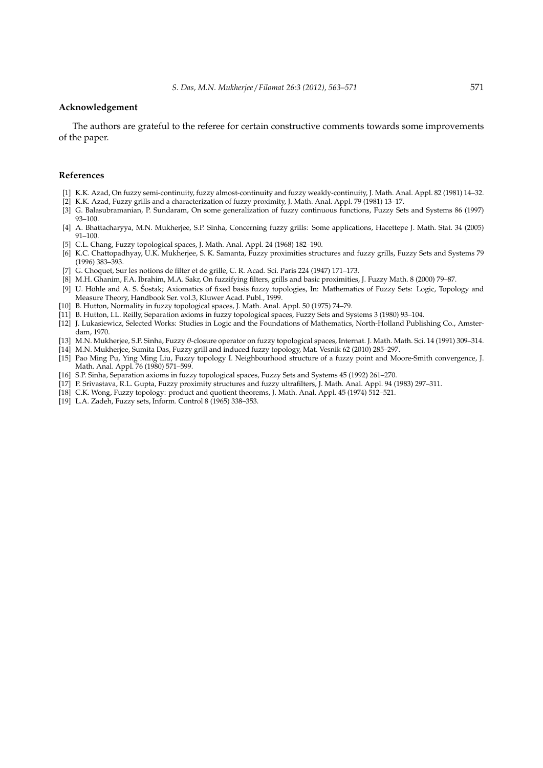## Acknowledgement

The authors are grateful to the referee for certain constructive comments towards some improvements of the paper.

## References

[1] K.K. Azad, On fuzzy semi-continuity, fuzzy almost-continuity and fuzzy weakly-continuity, J. Math. Anal. Appl. 82 (1981) 14–32.
[2] K.K. Azad, Fuzzy grills and a characterization of fuzzy proximity, J. Math. Anal. Appl. 79 (1981) 13–17.
[3] G. Balasubramanian, P. Sundaram, On some generalization of fuzzy continuous functions, Fuzzy Sets and Systems 86 (1997) 93–100.
[4] A. Bhattacharyya, M.N. Mukherjee, S.P. Sinha, Concerning fuzzy grills: Some applications, Hacettepe J. Math. Stat. 34 (2005) 91–100.
[5] C.L. Chang, Fuzzy topological spaces, J. Math. Anal. Appl. 24 (1968) 182–190.
[6] K.C. Chattopadhyay, U.K. Mukherjee, S. K. Samanta, Fuzzy proximities structures and fuzzy grills, Fuzzy Sets and Systems 79 (1996) 383–393.
[7] G. Choquet, Sur les notions de filter et de grille, C. R. Acad. Sci. Paris 224 (1947) 171–173.
[8] M.H. Ghanim, F.A. Ibrahim, M.A. Sakr, On fuzzifying filters, grills and basic proximities, J. Fuzzy Math. 8 (2000) 79–87.
[9] U. Höhle and A. S. Šostak; Axiomatics of fixed basis fuzzy topologies, In: Mathematics of Fuzzy Sets: Logic, Topology and Measure Theory, Handbook Ser. vol.3, Kluwer Acad. Publ., 1999.
[10] B. Hutton, Normality in fuzzy topological spaces, J. Math. Anal. Appl. 50 (1975) 74–79.
[11] B. Hutton, I.L. Reilly, Separation axioms in fuzzy topological spaces, Fuzzy Sets and Systems 3 (1980) 93–104.
[12] J. Lukasiewicz, Selected Works: Studies in Logic and the Foundations of Mathematics, North-Holland Publishing Co., Amsterdam, 1970.
[13] M.N. Mukherjee, S.P. Sinha, Fuzzy $\theta$-closure operator on fuzzy topological spaces, Internat. J. Math. Math. Sci. 14 (1991) 309–314.
[14] M.N. Mukherjee, Sumita Das, Fuzzy grill and induced fuzzy topology, Mat. Vesnik 62 (2010) 285–297.
[15] Pao Ming Pu, Ying Ming Liu, Fuzzy topology I. Neighbourhood structure of a fuzzy point and Moore-Smith convergence, J. Math. Anal. Appl. 76 (1980) 571–599.
[16] S.P. Sinha, Separation axioms in fuzzy topological spaces, Fuzzy Sets and Systems 45 (1992) 261–270.
[17] P. Srivastava, R.L. Gupta, Fuzzy proximity structures and fuzzy ultrafilters, J. Math. Anal. Appl. 94 (1983) 297–311.
[18] C.K. Wong, Fuzzy topology: product and quotient theorems, J. Math. Anal. Appl. 45 (1974) 512–521.
[19] L.A. Zadeh, Fuzzy sets, Inform. Control 8 (1965) 338–353.